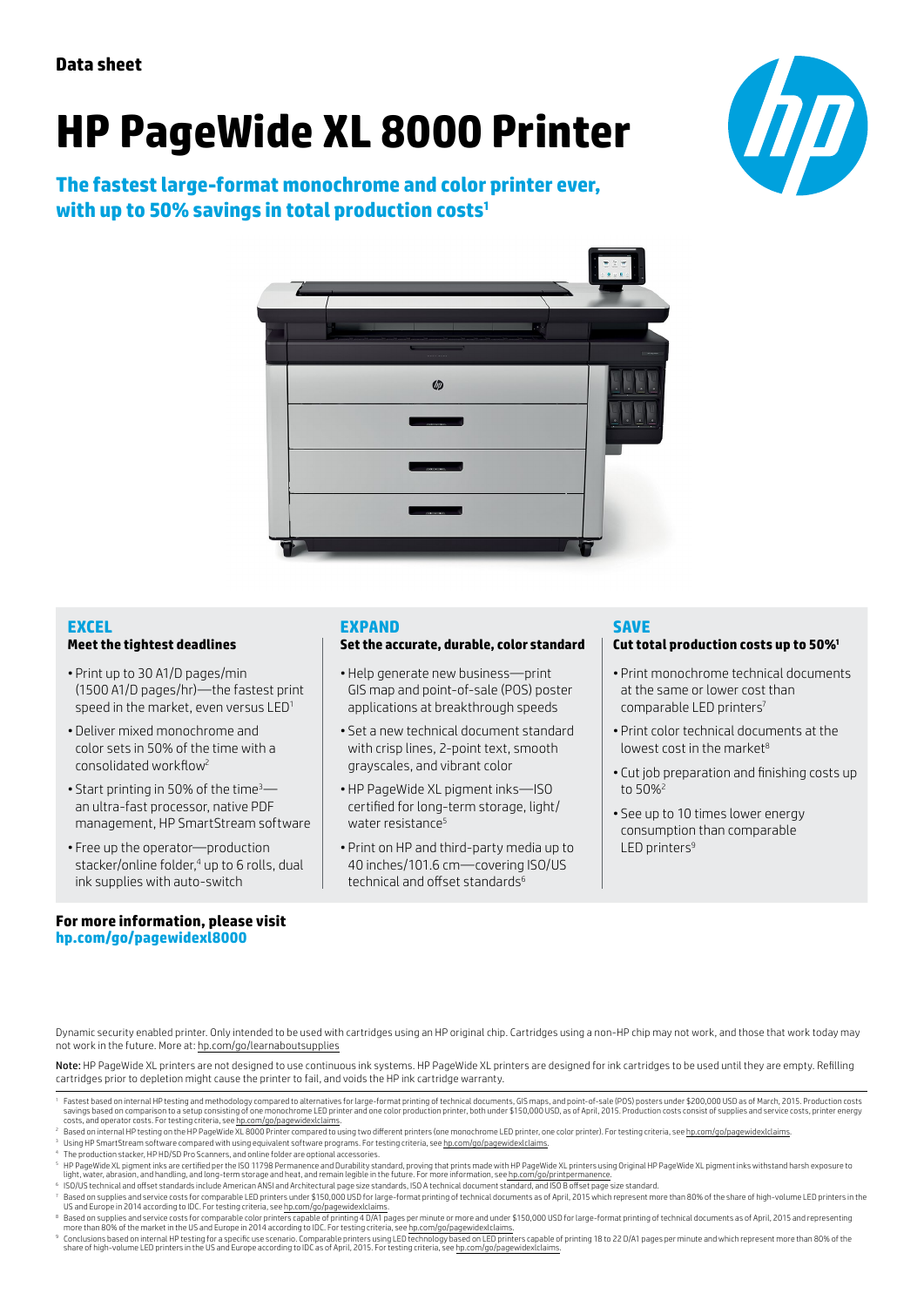Data sheet

# HP PageWide XL 8000 Printer

## The fastest large-format monochrome and color printer ever, with up to 50% savings in total production costs[1]

### EXCEL

**Meet the tightest deadlines**

- Print up to 30 A1/D pages/min (1500 A1/D pages/hr)—the fastest print speed in the market, even versus LED[1]
- Deliver mixed monochrome and color sets in 50% of the time with a consolidated workflow[2]
- Start printing in 50% of the time[3]—an ultra-fast processor, native PDF management, HP SmartStream software
- Free up the operator—production stacker/online folder,[4] up to 6 rolls, dual ink supplies with auto-switch

### EXPAND

**Set the accurate, durable, color standard**

- Help generate new business—print GIS map and point-of-sale (POS) poster applications at breakthrough speeds
- Set a new technical document standard with crisp lines, 2-point text, smooth grayscales, and vibrant color
- HP PageWide XL pigment inks—ISO certified for long-term storage, light/water resistance[5]
- Print on HP and third-party media up to 40 inches/101.6 cm—covering ISO/US technical and offset standards[6]

### SAVE

**Cut total production costs up to 50%[1]**

- Print monochrome technical documents at the same or lower cost than comparable LED printers[7]
- Print color technical documents at the lowest cost in the market[8]
- Cut job preparation and finishing costs up to 50%[2]
- See up to 10 times lower energy consumption than comparable LED printers[9]

**For more information, please visit**
**hp.com/go/pagewidexl8000**

Dynamic security enabled printer. Only intended to be used with cartridges using an HP original chip. Cartridges using a non-HP chip may not work, and those that work today may not work in the future. More at: hp.com/go/learnaboutsupplies

Note: HP PageWide XL printers are not designed to use continuous ink systems. HP PageWide XL printers are designed for ink cartridges to be used until they are empty. Refilling cartridges prior to depletion might cause the printer to fail, and voids the HP ink cartridge warranty.

1. Fastest based on internal HP testing and methodology compared to alternatives for large-format printing of technical documents, GIS maps, and point-of-sale (POS) posters under $200,000 USD as of March, 2015. Production costs savings based on comparison to a setup consisting of one monochrome LED printer and one color production printer, both under $150,000 USD, as of April, 2015. Production costs consist of supplies and service costs, printer energy costs, and operator costs. For testing criteria, see hp.com/go/pagewidexlclaims.
2. Based on internal HP testing on the HP PageWide XL 8000 Printer compared to using two different printers (one monochrome LED printer, one color printer). For testing criteria, see hp.com/go/pagewidexlclaims.
3. Using HP SmartStream software compared with using equivalent software programs. For testing criteria, see hp.com/go/pagewidexlclaims.
4. The production stacker, HP HD/SD Pro Scanners, and online folder are optional accessories.
5. HP PageWide XL pigment inks are certified per the ISO 11798 Permanence and Durability standard, proving that prints made with HP PageWide XL printers using Original HP PageWide XL pigment inks withstand harsh exposure to light, water, abrasion, and handling, and long-term storage and heat, and remain legible in the future. For more information, see hp.com/go/printpermanence.
6. ISO/US technical and offset standards include American ANSI and Architectural page size standards, ISO A technical document standard, and ISO B offset page size standard.
7. Based on supplies and service costs for comparable LED printers under $150,000 USD for large-format printing of technical documents as of April, 2015 which represent more than 80% of the share of high-volume LED printers in the US and Europe in 2014 according to IDC. For testing criteria, see hp.com/go/pagewidexlclaims.
8. Based on supplies and service costs for comparable color printers capable of printing 4 D/A1 pages per minute or more and under $150,000 USD for large-format printing of technical documents as of April, 2015 and representing more than 80% of the market in the US and Europe in 2014 according to IDC. For testing criteria, see hp.com/go/pagewidexlclaims.
9. Conclusions based on internal HP testing for a specific use scenario. Comparable printers using LED technology based on LED printers capable of printing 18 to 22 D/A1 pages per minute and which represent more than 80% of the share of high-volume LED printers in the US and Europe according to IDC as of April, 2015. For testing criteria, see hp.com/go/pagewidexlclaims.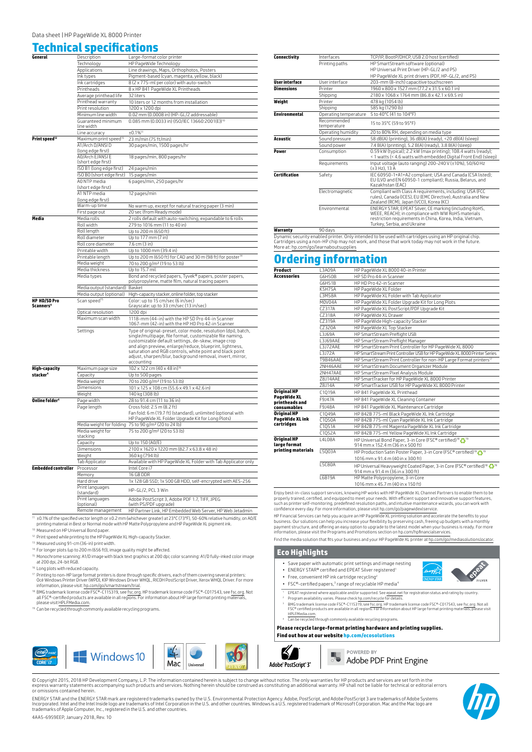Data sheet | HP PageWide XL 8000 Printer

# Technical specifications

| | | |
|---|---|---|
| **General** | Description | Large-format color printer |
| | Technology | HP PageWide Technology |
| | Applications | Line drawings, Maps, Orthophotos, Posters |
| | Ink types | Pigment-based (cyan, magenta, yellow, black) |
| | Ink cartridges | 8 (2 x 775-ml per color) with auto-switch |
| | Printheads | 8 x HP 841 PageWide XL Printheads |
| | Average printhead life | 32 liters |
| | Printhead warranty | 10 liters or 12 months from installation |
| | Print resolution | 1200 x 1200 dpi |
| | Minimum line width | 0.02 mm (0.0008 in) (HP-GL/2 addressable) |
| | Guaranteed minimum line width | 0.085 mm (0.0033 in) (ISO/IEC 13660:2001(E))[10] |
| | Line accuracy | ±0.1%[11] |
| **Print speed**[12] | Maximum print speed[13] | 23 m/min (75 ft/min) |
| | A1/Arch D/ANSI D (long edge first) | 30 pages/min, 1500 pages/hr |
| | A0/Arch E/ANSI E (short edge first) | 18 pages/min, 800 pages/hr |
| | ISO B1 (long edge first) | 24 pages/min |
| | ISO B0 (short edge first) | 15 pages/min |
| | A0 NTP media (short edge first) | 6 pages/min, 250 pages/hr |
| | A1 NTP media (long edge first) | 12 pages/min |
| | Warm-up time | No warm up, except for natural tracing paper (3 min) |
| | First page out | 20 sec (from Ready mode) |
| **Media** | Media rolls | 2 rolls default with auto-switching, expandable to 6 rolls |
| | Roll width | 279 to 1016 mm (11 to 40 in) |
| | Roll length | Up to 200 m (650 ft) |
| | Roll diameter | Up to 177 mm (7 in) |
| | Roll core diameter | 7.6 cm (3 in) |
| | Printable width | Up to 1000 mm (39.4 in) |
| | Printable length | Up to 200 m (650 ft) for CAD and 30 m (98 ft) for poster[14] |
| | Media weight | 70 to 200 g/m² (19 to 53 lb) |
| | Media thickness | Up to 15.7 mil |
| | Media types | Bond and recycled papers, Tyvek® papers, poster papers, polypropylene, matte film, natural tracing papers |
| | Media output (standard) | Basket |
| | Media output (optional) | High-capacity stacker, online folder, top stacker |
| **HP HD/SD Pro Scanners**[4] | Scan speed[15] | Color: up to 15 cm/sec (6 in/sec) Grayscale: up to 33 cm/sec (13 in/sec) |
| | Optical resolution | 1200 dpi |
| | Maximum scan width | 1118-mm (44-in) with the HP SD Pro 44-in Scanner 1067-mm (42-in) with the HP HD Pro 42-in Scanner |
| | Settings | Type of original-preset, color mode, resolution (dpi), batch, single/multipage, file format, customizable file naming, customizable default settings, de-skew, image crop and align preview, enlarge/reduce, blueprint, lightness, saturation and RGB controls, white point and black point adjust, sharpen/blur, background removal, invert, mirror, accounting |
| **High-capacity stacker**[4] | Maximum page size | 102 x 122 cm (40 x 48 in)[16] |
| | Capacity | Up to 500 pages |
| | Media weight | 70 to 200 g/m² (19 to 53 lb) |
| | Dimensions | 101 x 125 x 108 cm (55.6 x 49.1 x 42.6 in) |
| | Weight | 140 kg (308 lb) |
| **Online folder**[4] | Page width | 28 to 91.4 cm (11 to 36 in) |
| | Page length | Cross fold: 2.5 m (8.2 ft) Fan fold: 6 m (19.7 ft) (standard), unlimited (optional with HP PageWide XL Folder Upgrade Kit for Long Plots) |
| | Media weight for folding | 75 to 90 g/m² (20 to 24 lb) |
| | Media weight for stacking | 75 to 200 g/m² (20 to 53 lb) |
| | Capacity | Up to 150 (A0/E) |
| | Dimensions | 2100 x 1620 x 1220 mm (82.7 x 63.8 x 48 in) |
| | Weight | 360 kg (794 lb) |
| | Tab Applicator | Available with HP PageWide XL Folder with Tab Applicator only |
| **Embedded controller** | Processor | Intel Core i7 |
| | Memory | 16 GB DDR |
| | Hard drive | 1x 128 GB SSD; 1x 500 GB HDD, self-encrypted with AES-256 |
| | Print languages (standard) | HP-GL/2, PCL 3 Win |
| | Print languages (optional) | Adobe PostScript 3, Adobe PDF 1.7, TIFF, JPEG (with PS/PDF upgrade) |
| | Remote management | HP Partner Link, HP Embedded Web Server, HP Web Jetadmin |

[11] ±0.1% of the specified vector length or ±0.2 mm (whichever greater) at 23°C (73°F), 50-60% relative humidity, on A0/E printing material in Best or Normal mode with HP Matte Polypropylene and HP PageWide XL pigment ink.

[10] Measured on HP Universal Bond paper.

[12] Print speed while printing to the HP PageWide XL High-capacity Stacker.

[13] Measured using 91-cm (36-in) print width.

[14] For longer plots (up to 200 m (656 ft)), image quality might be affected.

[15] Monochrome scanning: A1/D image with black text graphics at 200 dpi; color scanning: A1/D fully-inked color image at 200 dpi, 24-bit RGB.

[16] Long plots with reduced capacity.

[17] Printing to non-HP large format printers is done through specific drivers, each of them covering several printers: Océ Windows Printer Driver (WPD), KIP Windows Driver WHQL, RICOH PostScript Driver, Xerox WHQL Driver. For more information, please visit: hp.com/go/smartstream/trial.

[18] BMG trademark license code FSC®-C115319, see fsc.org. HP trademark license code FSC®-C017543, see fsc.org. Not all FSC®-certified products are available in all regions. For information about HP large format printing materials, please visit HPLFMedia.com.

[19] Can be recycled through commonly available recycling programs.

| | | |
|---|---|---|
| **Connectivity** | Interfaces | TCP/IP, BootP/DHCP, USB 2.0 host (certified) |
| | Printing paths | HP SmartStream software (optional) HP Universal Print Driver (HP-GL/2 and PS) HP PageWide XL print drivers (PDF, HP-GL/2, and PS) |
| **User interface** | User interface | 203-mm (8-inch) capacitive touchscreen |
| **Dimensions** | Printer | 1960 x 800 x 1527 mm (77.2 x 31.5 x 60.1 in) |
| | Shipping | 2180 x 1068 x 1764 mm (86.8 x 42.1 x 69.5 in) |
| **Weight** | Printer | 478 kg (1054 lb) |
| | Shipping | 585 kg (1290 lb) |
| **Environmental** | Operating temperature | 5 to 40°C (41 to 104°F) |
| | Recommended temperature | 15 to 35°C (59 to 95°F) |
| | Operating humidity | 20 to 80% RH, depending on media type |
| **Acoustic** | Sound pressure | 58 dB(A) (printing), 36 dB(A) (ready), <20 dB(A) (sleep) |
| | Sound power | 7.4 B(A) (printing), 5.2 B(A) (ready), 3.8 B(A) (sleep) |
| **Power** | Consumption | 0.59 kW (typical); 2.2 kW (max printing); 108.4 watts (ready); < 1 watts (< 4.6 watts with embedded Digital Front End) (sleep) |
| | Requirements | Input voltage (auto ranging) 200-240 V (±10%), 50/60 Hz (±3 Hz), 13 A |
| **Certification** | Safety | IEC 60950-1+A1+A2 compliant; USA and Canada (CSA listed); EU (LVD and EN 60950-1 compliant); Russia, Belarus, and Kazakhstan (EAC) |
| | Electromagnetic | Compliant with Class A requirements, including: USA (FCC rules), Canada (ICES), EU (EMC Directive), Australia and New Zealand (RCM), Japan (VCCI), Korea (KC) |
| | Environmental | ENERGY STAR, EPEAT Silver, CE marking (including RoHS, WEEE, REACH); in compliance with WW RoHS materials restriction requirements in China, Korea, India, Vietnam, Turkey, Serbia, and Ukraine |
| **Warranty** | | 90 days |

Dynamic security enabled printer. Only intended to be used with cartridges using an HP original chip. Cartridges using a non-HP chip may not work, and those that work today may not work in the future. More at: hp.com/go/learnaboutsupplies

# Ordering information

| | | |
|---|---|---|
| **Product** | L3A09A | HP PageWide XL 8000 40-in Printer |
| **Accessories** | G6H50B | HP SD Pro 44-in Scanner |
| | G6H51B | HP HD Pro 42-in Scanner |
| | K5H75A | HP PageWide XL Folder |
| | L3M58A | HP PageWide XL Folder with Tab Applicator |
| | M0V04A | HP PageWide XL Folder Upgrade Kit for Long Plots |
| | CZ317A | HP PageWide XL PostScript/PDF Upgrade Kit |
| | CZ318A | HP PageWide XL Drawer |
| | CZ319A | HP PageWide High-capacity Stacker |
| | CZ320A | HP PageWide XL Top Stacker |
| | L3J69A | HP SmartStream Preflight USB |
| | L3J69AAE | HP SmartStream Preflight Manager |
| | L3J72AAE | HP SmartStream Print Controller for HP PageWide XL 8000 |
| | L3J72A | HP SmartStream Print Controller USB for HP PageWide XL 8000 Printer Series |
| | T9B46AAE | HP SmartStream Print Controller for non-HP Large Format printers[17] |
| | 2NH46AAE | HP SmartStream Document Organizer Module |
| | 2NH47AAE | HP SmartStream Pixel Analysis Module |
| | Z8J14AAE | HP SmartTracker for HP PageWide XL 8000 Printer |
| | Z8J14A | HP SmartTracker USB for HP PageWide XL 8000 Printer |
| **Original HP PageWide XL printheads and consumables** | C1Q19A | HP 841 PageWide XL Printhead |
| | F9J47A | HP 841 PageWide XL Cleaning Container |
| | F9J48A | HP 841 PageWide XL Maintenance Cartridge |
| **Original HP PageWide XL ink cartridges** | C1Q49A | HP 842B 775-ml Black PageWide XL Ink Cartridge |
| | C1Q50A | HP 842B 775-ml Cyan PageWide XL Ink Cartridge |
| | C1Q51A | HP 842B 775-ml Magenta PageWide XL Ink Cartridge |
| | C1Q52A | HP 842B 775-ml Yellow PageWide XL Ink Cartridge |
| **Original HP large format printing materials** | L4L08A | HP Universal Bond Paper, 3-in Core (FSC® certified)[18] [19] 914 mm x 152.4 m (36 in x 500 ft) |
| | L5Q03A | HP Production Satin Poster Paper, 3-in Core (FSC® certified)[18] [19] 1016 mm x 91.4 m (40 in x 300 ft) |
| | L5C80A | HP Universal Heavyweight Coated Paper, 3-in Core (FSC® certified)[18] [19] 914 mm x 91.4 m (36 in x 300 ft) |
| | L6B19A | HP Matte Polypropylene, 3-in Core 1016 mm x 45.7 m (40 in x 150 ft) |

Enjoy best-in-class support services, knowing HP works with HP PageWide XL Channel Partners to enable them to be properly trained, certified, and equipped to meet your needs. With efficient support and innovative support features, such as printer self-monitoring, predefined resolution paths, and intuitive maintenance wizards, you can work with confidence every day. For more information, please visit hp.com/go/pagewidexlservice.

HP Financial Services can help you acquire an HP PageWide XL printing solution and accelerate the benefits to your business. Our solutions can help you increase your flexibility by preserving cash, freeing up budgets with a monthly payment structure, and offering an easy option to upgrade to the latest model when your business is ready. For more information, please visit the Programs and Promotions section on hp.com/hpfinancialservices.

Find the media solution that fits your business and your HP PageWide XL printer at hp.com/go/mediasolutionslocator.

## Eco Highlights

- Save paper with automatic print settings and image nesting
- ENERGY STAR® certified and EPEAT Silver registered[1]
- Free, convenient HP ink cartridge recycling[2]
- FSC®-certified papers,[3] range of recyclable HP media[4]

[1] EPEAT registered where applicable and/or supported. See epeat.net for registration status and rating by country.
[2] Program availability varies. Please check hp.com/recycle for details.
[3] BMG trademark license code FSC®-C115319, see fsc.org. HP trademark license code FSC®-C017543, see fsc.org. Not all FSC® certified products are available in all regions. For information about HP large format printing materials, please visit HPLFMedia.com.
[4] Can be recycled through commonly available recycling programs.

**Please recycle large-format printing hardware and printing supplies.**
**Find out how at our website hp.com/ecosolutions**

Windows 10 | Mac | Universal | Adobe® PostScript® 3™ | POWERED BY Adobe PDF Print Engine

© Copyright 2015, 2018 HP Development Company, L.P. The information contained herein is subject to change without notice. The only warranties for HP products and services are set forth in the express warranty statements accompanying such products and services. Nothing herein should be construed as constituting an additional warranty. HP shall not be liable for technical or editorial errors or omissions contained herein.

ENERGY STAR and the ENERGY STAR mark are registered trademarks owned by the U.S. Environmental Protection Agency. Adobe, PostScript, and Adobe PostScript 3 are trademarks of Adobe Systems Incorporated. Intel and the Intel Inside logo are trademarks of Intel Corporation in the U.S. and other countries. Windows is a U.S. registered trademark of Microsoft Corporation. Mac and the Mac logo are trademarks of Apple Computer, Inc., registered in the U.S. and other countries.

4AA5-6959EEP, January 2018, Rev. 10